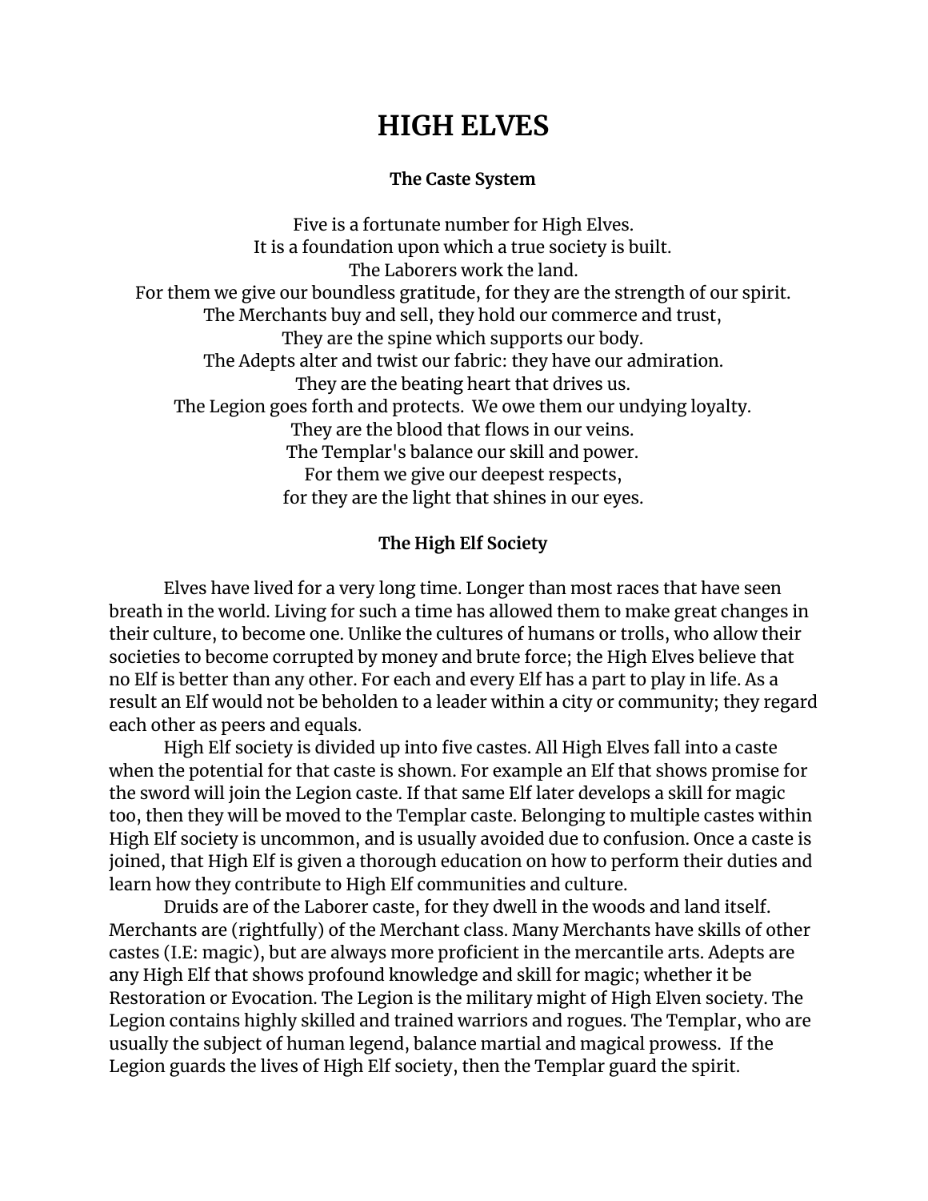# HIGH ELVES

### The Caste System

Five is a fortunate number for High Elves.
It is a foundation upon which a true society is built.
The Laborers work the land.
For them we give our boundless gratitude, for they are the strength of our spirit.
The Merchants buy and sell, they hold our commerce and trust,
They are the spine which supports our body.
The Adepts alter and twist our fabric: they have our admiration.
They are the beating heart that drives us.
The Legion goes forth and protects. We owe them our undying loyalty.
They are the blood that flows in our veins.
The Templar's balance our skill and power.
For them we give our deepest respects,
for they are the light that shines in our eyes.

### The High Elf Society

Elves have lived for a very long time. Longer than most races that have seen breath in the world. Living for such a time has allowed them to make great changes in their culture, to become one. Unlike the cultures of humans or trolls, who allow their societies to become corrupted by money and brute force; the High Elves believe that no Elf is better than any other. For each and every Elf has a part to play in life. As a result an Elf would not be beholden to a leader within a city or community; they regard each other as peers and equals.

High Elf society is divided up into five castes. All High Elves fall into a caste when the potential for that caste is shown. For example an Elf that shows promise for the sword will join the Legion caste. If that same Elf later develops a skill for magic too, then they will be moved to the Templar caste. Belonging to multiple castes within High Elf society is uncommon, and is usually avoided due to confusion. Once a caste is joined, that High Elf is given a thorough education on how to perform their duties and learn how they contribute to High Elf communities and culture.

Druids are of the Laborer caste, for they dwell in the woods and land itself. Merchants are (rightfully) of the Merchant class. Many Merchants have skills of other castes (I.E: magic), but are always more proficient in the mercantile arts. Adepts are any High Elf that shows profound knowledge and skill for magic; whether it be Restoration or Evocation. The Legion is the military might of High Elven society. The Legion contains highly skilled and trained warriors and rogues. The Templar, who are usually the subject of human legend, balance martial and magical prowess. If the Legion guards the lives of High Elf society, then the Templar guard the spirit.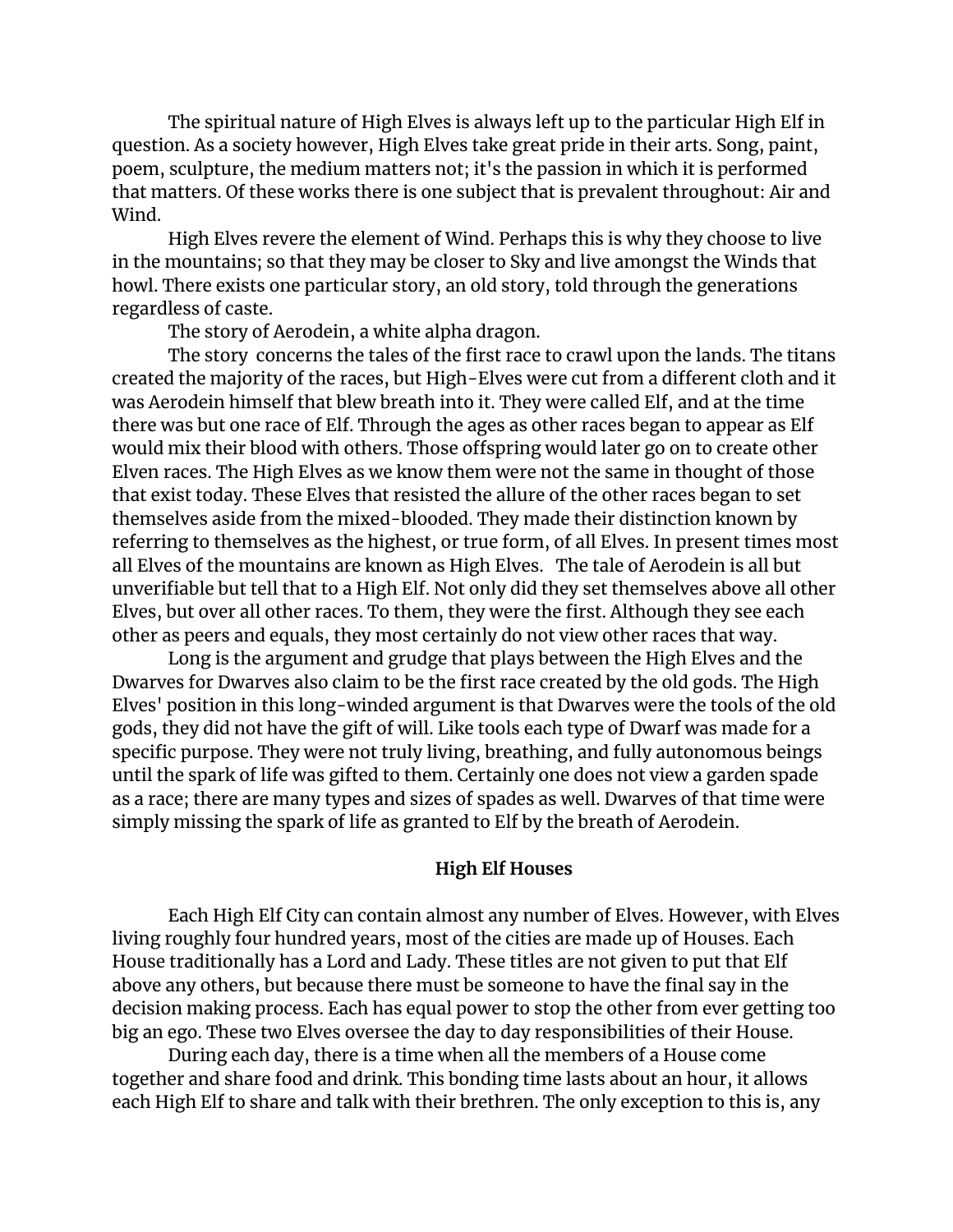The spiritual nature of High Elves is always left up to the particular High Elf in question. As a society however, High Elves take great pride in their arts. Song, paint, poem, sculpture, the medium matters not; it's the passion in which it is performed that matters. Of these works there is one subject that is prevalent throughout: Air and Wind.

High Elves revere the element of Wind. Perhaps this is why they choose to live in the mountains; so that they may be closer to Sky and live amongst the Winds that howl. There exists one particular story, an old story, told through the generations regardless of caste.

The story of Aerodein, a white alpha dragon.

The story  concerns the tales of the first race to crawl upon the lands. The titans created the majority of the races, but High-Elves were cut from a different cloth and it was Aerodein himself that blew breath into it. They were called Elf, and at the time there was but one race of Elf. Through the ages as other races began to appear as Elf would mix their blood with others. Those offspring would later go on to create other Elven races. The High Elves as we know them were not the same in thought of those that exist today. These Elves that resisted the allure of the other races began to set themselves aside from the mixed-blooded. They made their distinction known by referring to themselves as the highest, or true form, of all Elves. In present times most all Elves of the mountains are known as High Elves.   The tale of Aerodein is all but unverifiable but tell that to a High Elf. Not only did they set themselves above all other Elves, but over all other races. To them, they were the first. Although they see each other as peers and equals, they most certainly do not view other races that way.

Long is the argument and grudge that plays between the High Elves and the Dwarves for Dwarves also claim to be the first race created by the old gods. The High Elves' position in this long-winded argument is that Dwarves were the tools of the old gods, they did not have the gift of will. Like tools each type of Dwarf was made for a specific purpose. They were not truly living, breathing, and fully autonomous beings until the spark of life was gifted to them. Certainly one does not view a garden spade as a race; there are many types and sizes of spades as well. Dwarves of that time were simply missing the spark of life as granted to Elf by the breath of Aerodein.

## High Elf Houses

Each High Elf City can contain almost any number of Elves. However, with Elves living roughly four hundred years, most of the cities are made up of Houses. Each House traditionally has a Lord and Lady. These titles are not given to put that Elf above any others, but because there must be someone to have the final say in the decision making process. Each has equal power to stop the other from ever getting too big an ego. These two Elves oversee the day to day responsibilities of their House.

During each day, there is a time when all the members of a House come together and share food and drink. This bonding time lasts about an hour, it allows each High Elf to share and talk with their brethren. The only exception to this is, any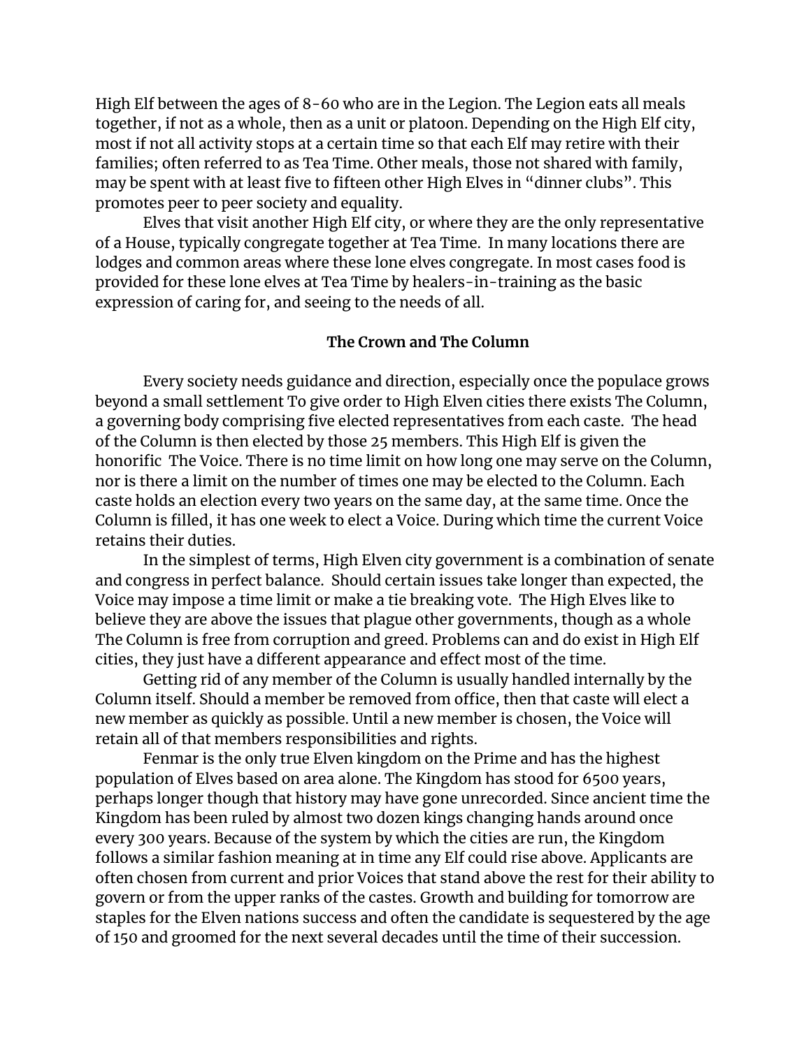High Elf between the ages of 8-60 who are in the Legion. The Legion eats all meals together, if not as a whole, then as a unit or platoon. Depending on the High Elf city, most if not all activity stops at a certain time so that each Elf may retire with their families; often referred to as Tea Time. Other meals, those not shared with family, may be spent with at least five to fifteen other High Elves in "dinner clubs". This promotes peer to peer society and equality.

Elves that visit another High Elf city, or where they are the only representative of a House, typically congregate together at Tea Time. In many locations there are lodges and common areas where these lone elves congregate. In most cases food is provided for these lone elves at Tea Time by healers-in-training as the basic expression of caring for, and seeing to the needs of all.

### The Crown and The Column

Every society needs guidance and direction, especially once the populace grows beyond a small settlement To give order to High Elven cities there exists The Column, a governing body comprising five elected representatives from each caste. The head of the Column is then elected by those 25 members. This High Elf is given the honorific The Voice. There is no time limit on how long one may serve on the Column, nor is there a limit on the number of times one may be elected to the Column. Each caste holds an election every two years on the same day, at the same time. Once the Column is filled, it has one week to elect a Voice. During which time the current Voice retains their duties.

In the simplest of terms, High Elven city government is a combination of senate and congress in perfect balance. Should certain issues take longer than expected, the Voice may impose a time limit or make a tie breaking vote. The High Elves like to believe they are above the issues that plague other governments, though as a whole The Column is free from corruption and greed. Problems can and do exist in High Elf cities, they just have a different appearance and effect most of the time.

Getting rid of any member of the Column is usually handled internally by the Column itself. Should a member be removed from office, then that caste will elect a new member as quickly as possible. Until a new member is chosen, the Voice will retain all of that members responsibilities and rights.

Fenmar is the only true Elven kingdom on the Prime and has the highest population of Elves based on area alone. The Kingdom has stood for 6500 years, perhaps longer though that history may have gone unrecorded. Since ancient time the Kingdom has been ruled by almost two dozen kings changing hands around once every 300 years. Because of the system by which the cities are run, the Kingdom follows a similar fashion meaning at in time any Elf could rise above. Applicants are often chosen from current and prior Voices that stand above the rest for their ability to govern or from the upper ranks of the castes. Growth and building for tomorrow are staples for the Elven nations success and often the candidate is sequestered by the age of 150 and groomed for the next several decades until the time of their succession.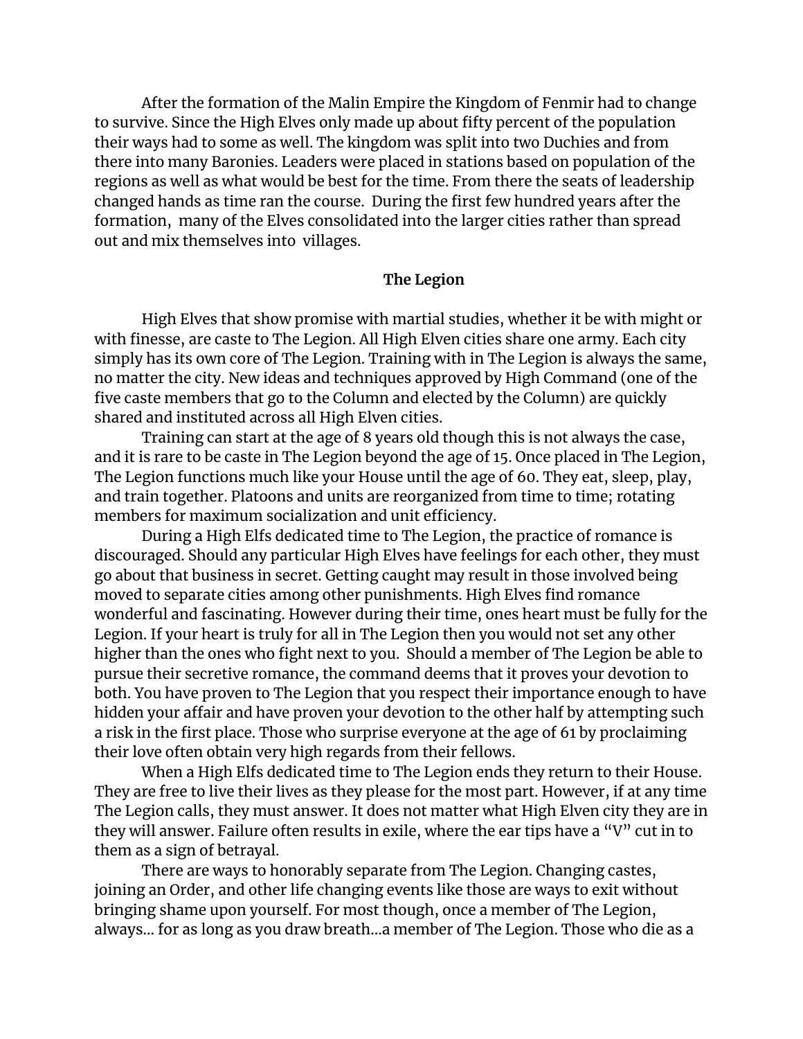After the formation of the Malin Empire the Kingdom of Fenmir had to change to survive. Since the High Elves only made up about fifty percent of the population their ways had to some as well. The kingdom was split into two Duchies and from there into many Baronies. Leaders were placed in stations based on population of the regions as well as what would be best for the time. From there the seats of leadership changed hands as time ran the course. During the first few hundred years after the formation, many of the Elves consolidated into the larger cities rather than spread out and mix themselves into villages.

### The Legion

High Elves that show promise with martial studies, whether it be with might or with finesse, are caste to The Legion. All High Elven cities share one army. Each city simply has its own core of The Legion. Training with in The Legion is always the same, no matter the city. New ideas and techniques approved by High Command (one of the five caste members that go to the Column and elected by the Column) are quickly shared and instituted across all High Elven cities.

Training can start at the age of 8 years old though this is not always the case, and it is rare to be caste in The Legion beyond the age of 15. Once placed in The Legion, The Legion functions much like your House until the age of 60. They eat, sleep, play, and train together. Platoons and units are reorganized from time to time; rotating members for maximum socialization and unit efficiency.

During a High Elfs dedicated time to The Legion, the practice of romance is discouraged. Should any particular High Elves have feelings for each other, they must go about that business in secret. Getting caught may result in those involved being moved to separate cities among other punishments. High Elves find romance wonderful and fascinating. However during their time, ones heart must be fully for the Legion. If your heart is truly for all in The Legion then you would not set any other higher than the ones who fight next to you. Should a member of The Legion be able to pursue their secretive romance, the command deems that it proves your devotion to both. You have proven to The Legion that you respect their importance enough to have hidden your affair and have proven your devotion to the other half by attempting such a risk in the first place. Those who surprise everyone at the age of 61 by proclaiming their love often obtain very high regards from their fellows.

When a High Elfs dedicated time to The Legion ends they return to their House. They are free to live their lives as they please for the most part. However, if at any time The Legion calls, they must answer. It does not matter what High Elven city they are in they will answer. Failure often results in exile, where the ear tips have a "V" cut in to them as a sign of betrayal.

There are ways to honorably separate from The Legion. Changing castes, joining an Order, and other life changing events like those are ways to exit without bringing shame upon yourself. For most though, once a member of The Legion, always... for as long as you draw breath...a member of The Legion. Those who die as a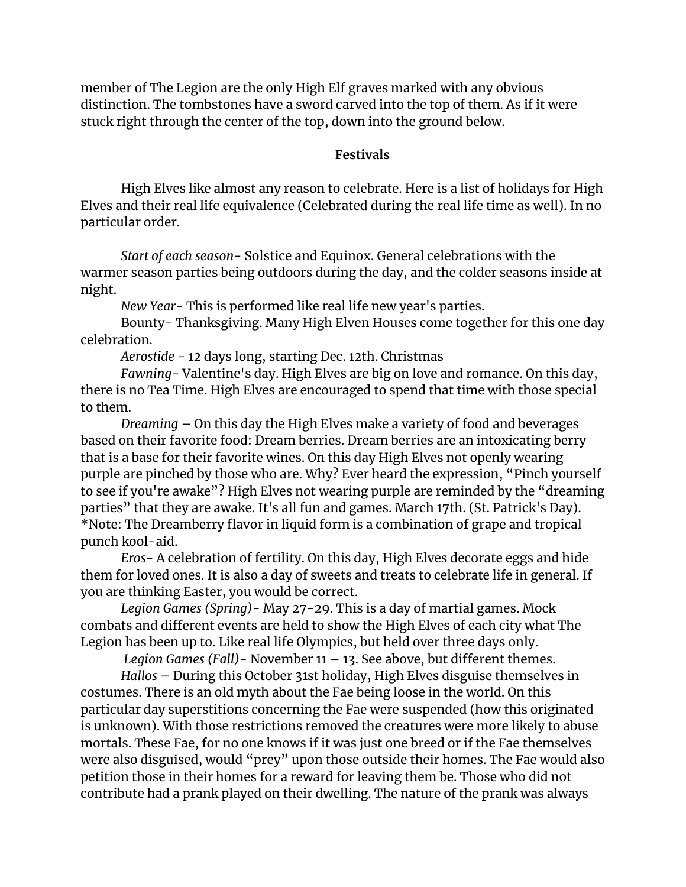member of The Legion are the only High Elf graves marked with any obvious distinction. The tombstones have a sword carved into the top of them. As if it were stuck right through the center of the top, down into the ground below.

**Festivals**

High Elves like almost any reason to celebrate. Here is a list of holidays for High Elves and their real life equivalence (Celebrated during the real life time as well). In no particular order.

*Start of each season*- Solstice and Equinox. General celebrations with the warmer season parties being outdoors during the day, and the colder seasons inside at night.

*New Year*- This is performed like real life new year's parties.

Bounty- Thanksgiving. Many High Elven Houses come together for this one day celebration.

*Aerostide* - 12 days long, starting Dec. 12th. Christmas

*Fawning*- Valentine's day. High Elves are big on love and romance. On this day, there is no Tea Time. High Elves are encouraged to spend that time with those special to them.

*Dreaming* – On this day the High Elves make a variety of food and beverages based on their favorite food: Dream berries. Dream berries are an intoxicating berry that is a base for their favorite wines. On this day High Elves not openly wearing purple are pinched by those who are. Why? Ever heard the expression, "Pinch yourself to see if you're awake"? High Elves not wearing purple are reminded by the "dreaming parties" that they are awake. It's all fun and games. March 17th. (St. Patrick's Day). *Note: The Dreamberry flavor in liquid form is a combination of grape and tropical punch kool-aid.

*Eros*- A celebration of fertility. On this day, High Elves decorate eggs and hide them for loved ones. It is also a day of sweets and treats to celebrate life in general. If you are thinking Easter, you would be correct.

*Legion Games (Spring)*- May 27-29. This is a day of martial games. Mock combats and different events are held to show the High Elves of each city what The Legion has been up to. Like real life Olympics, but held over three days only.

*Legion Games (Fall)*- November 11 – 13. See above, but different themes.

*Hallos* – During this October 31st holiday, High Elves disguise themselves in costumes. There is an old myth about the Fae being loose in the world. On this particular day superstitions concerning the Fae were suspended (how this originated is unknown). With those restrictions removed the creatures were more likely to abuse mortals. These Fae, for no one knows if it was just one breed or if the Fae themselves were also disguised, would "prey" upon those outside their homes. The Fae would also petition those in their homes for a reward for leaving them be. Those who did not contribute had a prank played on their dwelling. The nature of the prank was always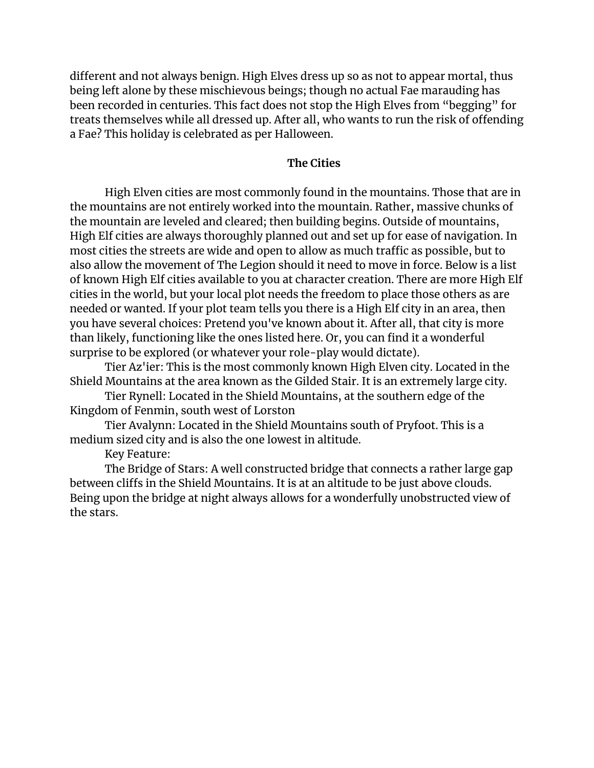different and not always benign. High Elves dress up so as not to appear mortal, thus being left alone by these mischievous beings; though no actual Fae marauding has been recorded in centuries. This fact does not stop the High Elves from "begging" for treats themselves while all dressed up. After all, who wants to run the risk of offending a Fae? This holiday is celebrated as per Halloween.

## The Cities

High Elven cities are most commonly found in the mountains. Those that are in the mountains are not entirely worked into the mountain. Rather, massive chunks of the mountain are leveled and cleared; then building begins. Outside of mountains, High Elf cities are always thoroughly planned out and set up for ease of navigation. In most cities the streets are wide and open to allow as much traffic as possible, but to also allow the movement of The Legion should it need to move in force. Below is a list of known High Elf cities available to you at character creation. There are more High Elf cities in the world, but your local plot needs the freedom to place those others as are needed or wanted. If your plot team tells you there is a High Elf city in an area, then you have several choices: Pretend you've known about it. After all, that city is more than likely, functioning like the ones listed here. Or, you can find it a wonderful surprise to be explored (or whatever your role-play would dictate).

Tier Az'ier: This is the most commonly known High Elven city. Located in the Shield Mountains at the area known as the Gilded Stair. It is an extremely large city.

Tier Rynell: Located in the Shield Mountains, at the southern edge of the Kingdom of Fenmin, south west of Lorston

Tier Avalynn: Located in the Shield Mountains south of Pryfoot. This is a medium sized city and is also the one lowest in altitude.

Key Feature:

The Bridge of Stars: A well constructed bridge that connects a rather large gap between cliffs in the Shield Mountains. It is at an altitude to be just above clouds. Being upon the bridge at night always allows for a wonderfully unobstructed view of the stars.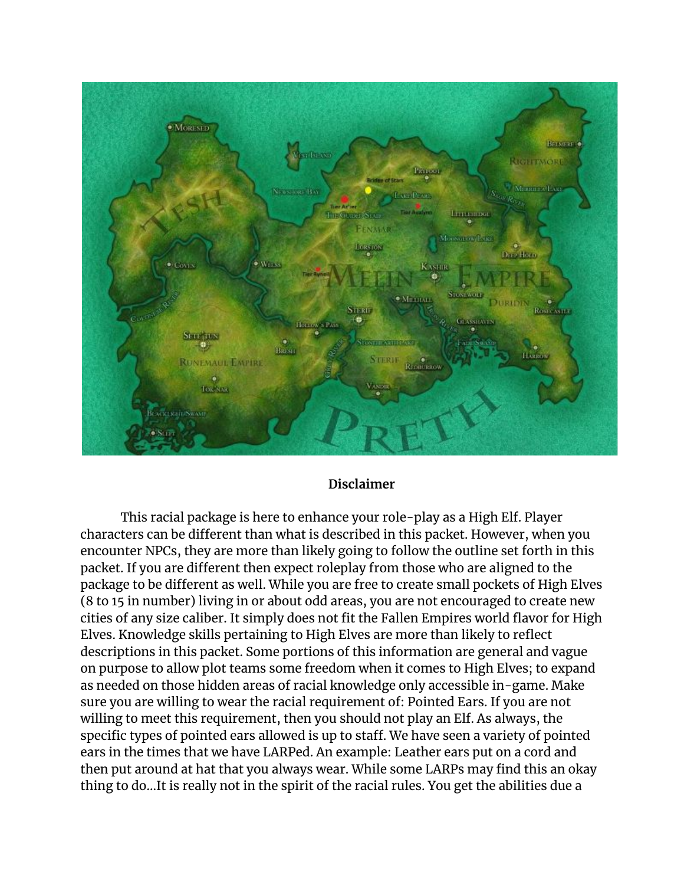## Disclaimer

This racial package is here to enhance your role-play as a High Elf. Player characters can be different than what is described in this packet. However, when you encounter NPCs, they are more than likely going to follow the outline set forth in this packet. If you are different then expect roleplay from those who are aligned to the package to be different as well. While you are free to create small pockets of High Elves (8 to 15 in number) living in or about odd areas, you are not encouraged to create new cities of any size caliber. It simply does not fit the Fallen Empires world flavor for High Elves. Knowledge skills pertaining to High Elves are more than likely to reflect descriptions in this packet. Some portions of this information are general and vague on purpose to allow plot teams some freedom when it comes to High Elves; to expand as needed on those hidden areas of racial knowledge only accessible in-game. Make sure you are willing to wear the racial requirement of: Pointed Ears. If you are not willing to meet this requirement, then you should not play an Elf. As always, the specific types of pointed ears allowed is up to staff. We have seen a variety of pointed ears in the times that we have LARPed. An example: Leather ears put on a cord and then put around at hat that you always wear. While some LARPs may find this an okay thing to do...It is really not in the spirit of the racial rules. You get the abilities due a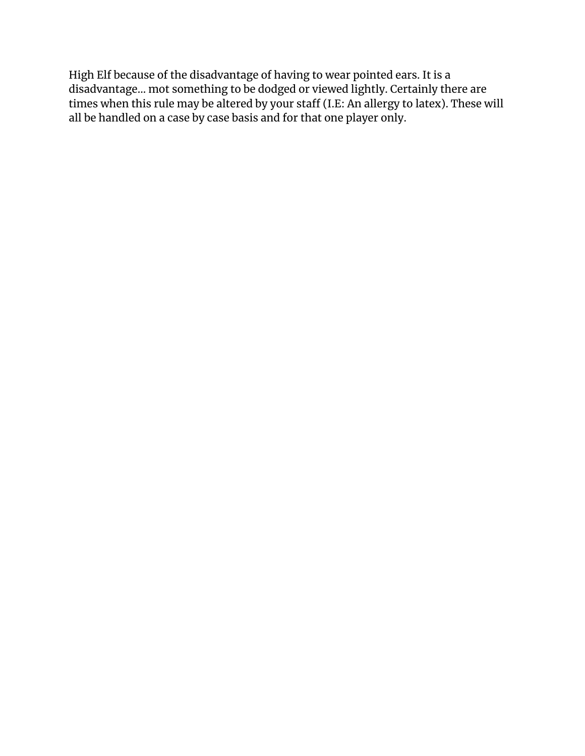High Elf because of the disadvantage of having to wear pointed ears. It is a disadvantage... mot something to be dodged or viewed lightly. Certainly there are times when this rule may be altered by your staff (I.E: An allergy to latex). These will all be handled on a case by case basis and for that one player only.